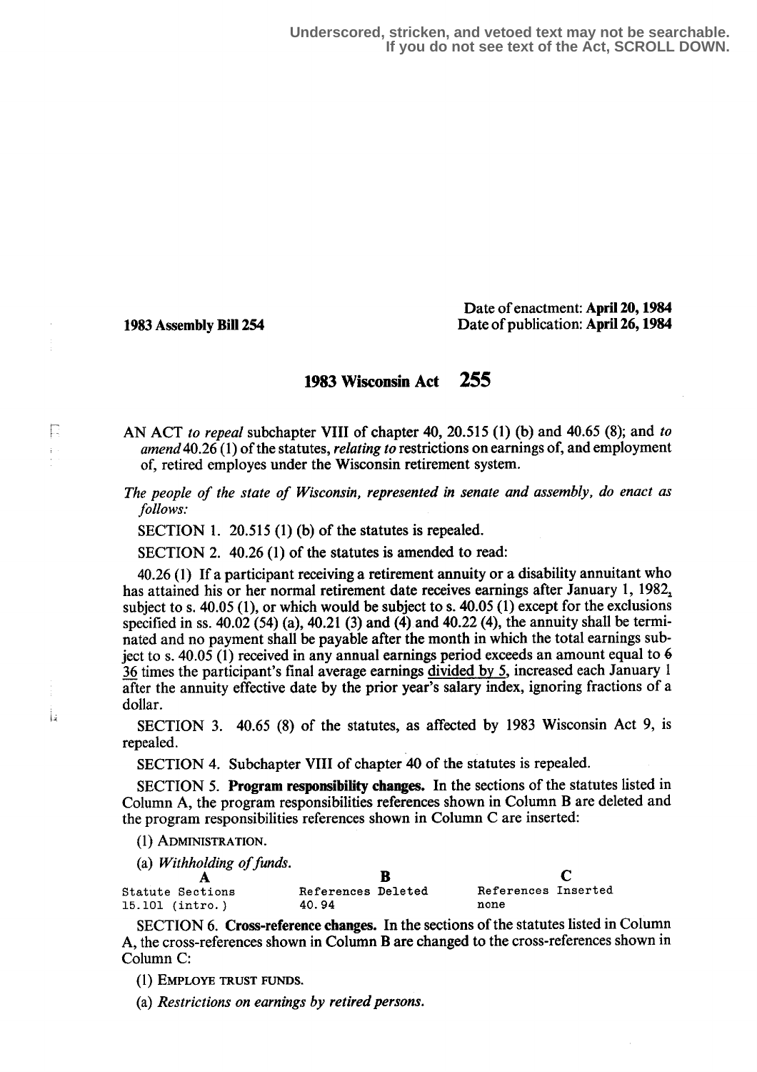Underscored, stricken, and vetoed text may not be searchable.
If you do not see text of the Act, SCROLL DOWN.

1983 Assembly Bill 254

Date of enactment: **April 20, 1984**
Date of publication: **April 26, 1984**

# 1983 Wisconsin Act 255

AN ACT *to repeal* subchapter VIII of chapter 40, 20.515 (1) (b) and 40.65 (8); and *to amend* 40.26 (1) of the statutes, *relating to* restrictions on earnings of, and employment of, retired employes under the Wisconsin retirement system.

*The people of the state of Wisconsin, represented in senate and assembly, do enact as follows:*

SECTION 1. 20.515 (1) (b) of the statutes is repealed.

SECTION 2. 40.26 (1) of the statutes is amended to read:

40.26 (1) If a participant receiving a retirement annuity or a disability annuitant who has attained his or her normal retirement date receives earnings after January 1, 1982, subject to s. 40.05 (1), or which would be subject to s. 40.05 (1) except for the exclusions specified in ss. 40.02 (54) (a), 40.21 (3) and (4) and 40.22 (4), the annuity shall be terminated and no payment shall be payable after the month in which the total earnings subject to s. 40.05 (1) received in any annual earnings period exceeds an amount equal to ~~6~~ 36 times the participant's final average earnings divided by 5, increased each January 1 after the annuity effective date by the prior year's salary index, ignoring fractions of a dollar.

SECTION 3. 40.65 (8) of the statutes, as affected by 1983 Wisconsin Act 9, is repealed.

SECTION 4. Subchapter VIII of chapter 40 of the statutes is repealed.

SECTION 5. **Program responsibility changes.** In the sections of the statutes listed in Column A, the program responsibilities references shown in Column B are deleted and the program responsibilities references shown in Column C are inserted:

(1) ADMINISTRATION.

(a) *Withholding of funds.*

| A<br>Statute Sections | B<br>References Deleted | C<br>References Inserted |
|---|---|---|
| 15.101 (intro.) | 40.94 | none |

SECTION 6. **Cross-reference changes.** In the sections of the statutes listed in Column A, the cross-references shown in Column B are changed to the cross-references shown in Column C:

(1) EMPLOYE TRUST FUNDS.

(a) *Restrictions on earnings by retired persons.*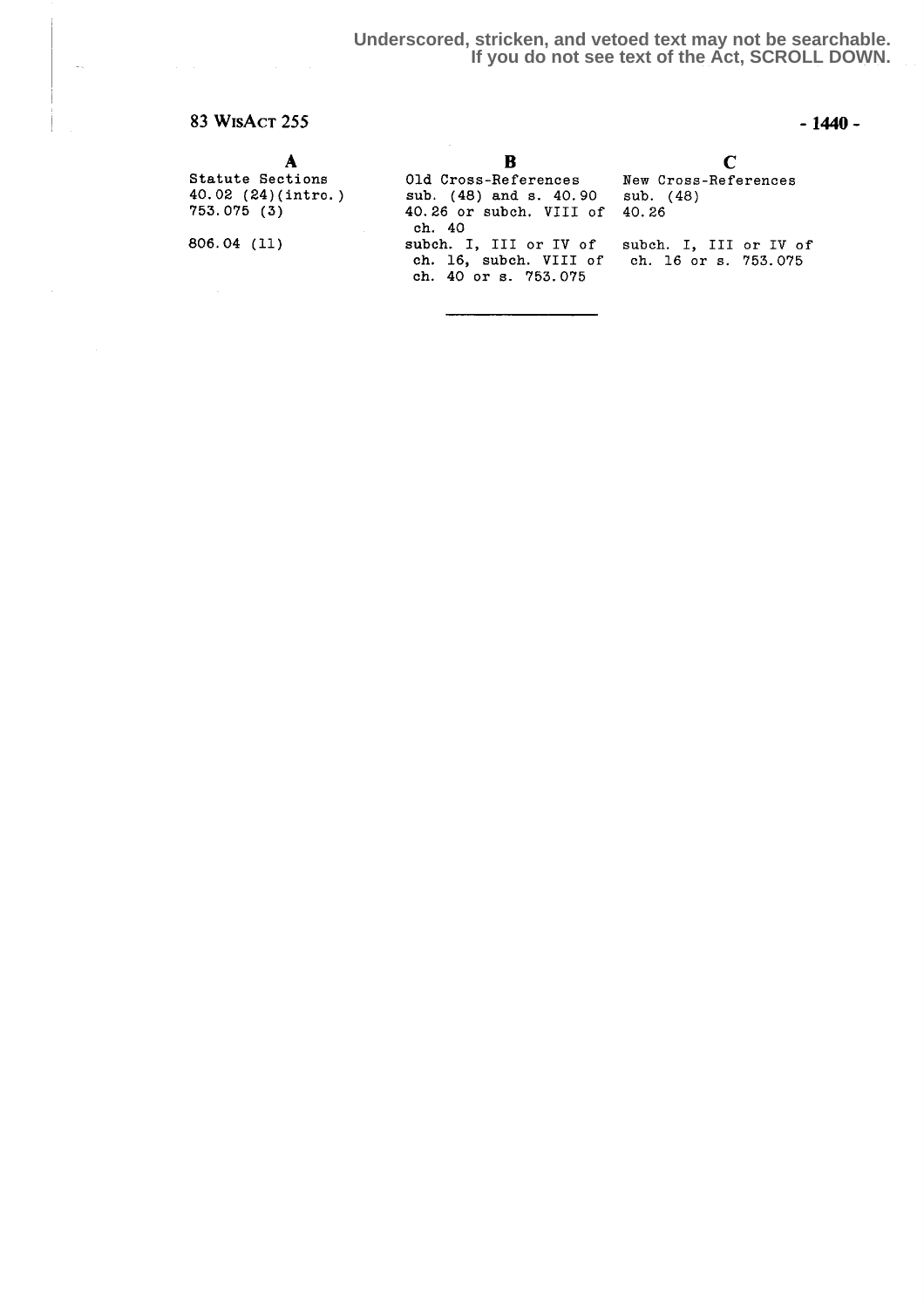| A | B | C |
|---|---|---|
| Statute Sections | Old Cross-References | New Cross-References |
| 40.02 (24)(intro.) | sub. (48) and s. 40.90 | sub. (48) |
| 753.075 (3) | 40.26 or subch. VIII of ch. 40 | 40.26 |
| 806.04 (11) | subch. I, III or IV of ch. 16, subch. VIII of ch. 40 or s. 753.075 | subch. I, III or IV of ch. 16 or s. 753.075 |